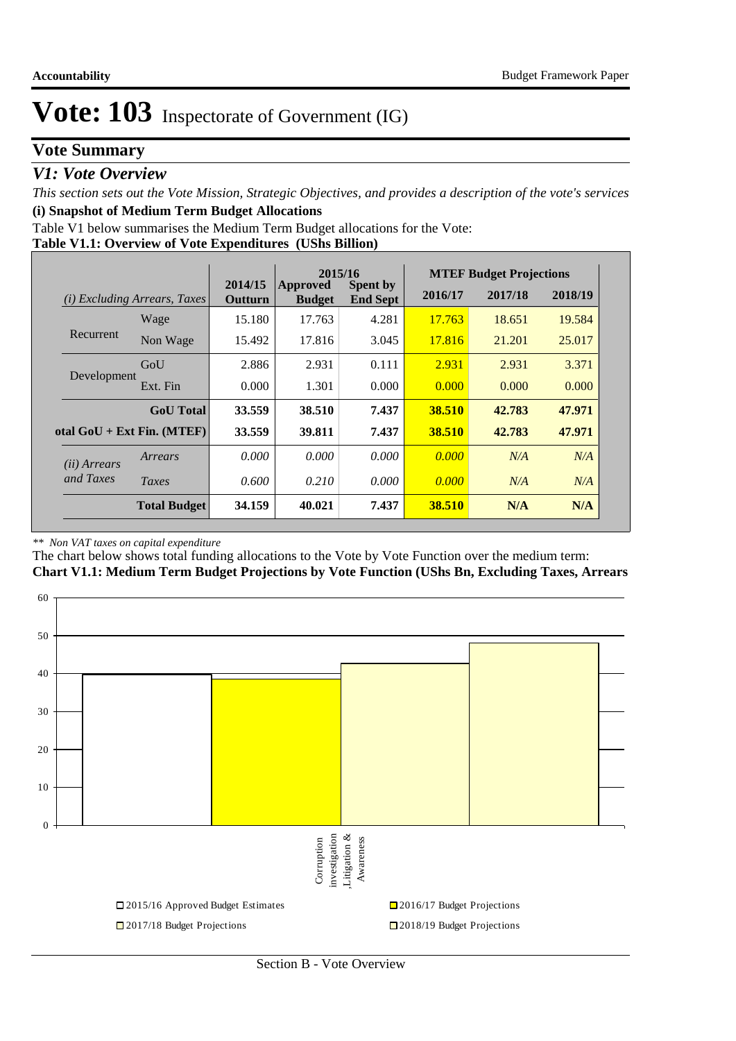# Vote: 103 Inspectorate of Government (IG)

## Vote Summary

### *V1: Vote Overview*

*This section sets out the Vote Mission, Strategic Objectives, and provides a description of the vote's services*

**(i) Snapshot of Medium Term Budget Allocations**

Table V1 below summarises the Medium Term Budget allocations for the Vote:

**Table V1.1: Overview of Vote Expenditures (UShs Billion)**

| *(i) Excluding Arrears, Taxes* | | 2014/15 Outturn | 2015/16 Approved Budget | 2015/16 Spent by End Sept | MTEF Budget Projections 2016/17 | 2017/18 | 2018/19 |
|---|---|---|---|---|---|---|---|
| Recurrent | Wage | 15.180 | 17.763 | 4.281 | 17.763 | 18.651 | 19.584 |
| | Non Wage | 15.492 | 17.816 | 3.045 | 17.816 | 21.201 | 25.017 |
| Development | GoU | 2.886 | 2.931 | 0.111 | 2.931 | 2.931 | 3.371 |
| | Ext. Fin | 0.000 | 1.301 | 0.000 | 0.000 | 0.000 | 0.000 |
| | **GoU Total** | **33.559** | **38.510** | **7.437** | **38.510** | **42.783** | **47.971** |
| **otal GoU + Ext Fin. (MTEF)** | | **33.559** | **39.811** | **7.437** | **38.510** | **42.783** | **47.971** |
| *(ii) Arrears and Taxes* | *Arrears* | *0.000* | *0.000* | *0.000* | *0.000* | *N/A* | *N/A* |
| | *Taxes* | *0.600* | *0.210* | *0.000* | *0.000* | *N/A* | *N/A* |
| | **Total Budget** | **34.159** | **40.021** | **7.437** | **38.510** | **N/A** | **N/A** |

*\*\* Non VAT taxes on capital expenditure*

The chart below shows total funding allocations to the Vote by Vote Function over the medium term:

**Chart V1.1: Medium Term Budget Projections by Vote Function (UShs Bn, Excluding Taxes, Arrears**

Corruption investigation ,Litigation & Awareness

2015/16 Approved Budget Estimates | 2016/17 Budget Projections | 2017/18 Budget Projections | 2018/19 Budget Projections

Section B - Vote Overview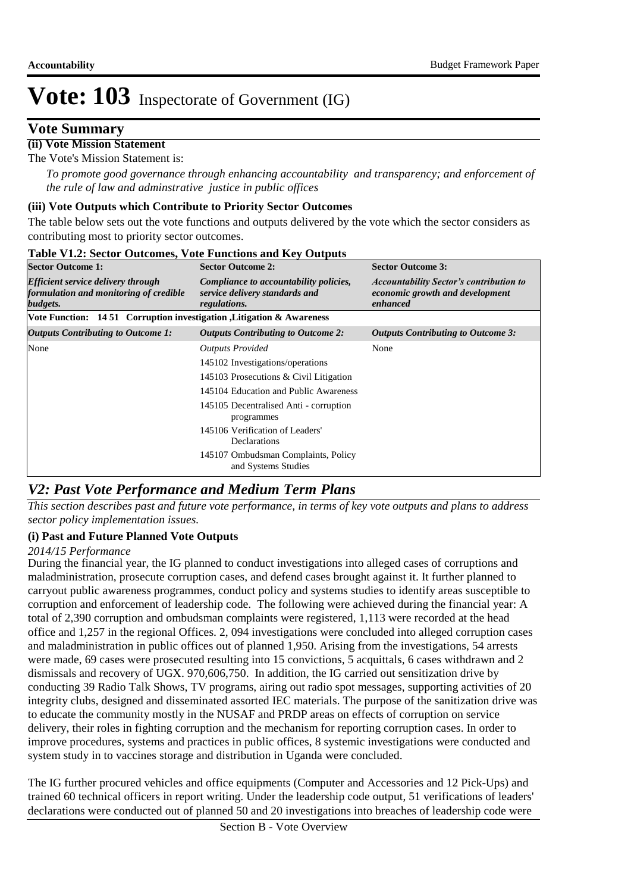# Vote: 103 Inspectorate of Government (IG)

## Vote Summary

**(ii) Vote Mission Statement**

The Vote's Mission Statement is:

*To promote good governance through enhancing accountability and transparency; and enforcement of the rule of law and adminstrative justice in public offices*

**(iii) Vote Outputs which Contribute to Priority Sector Outcomes**

The table below sets out the vote functions and outputs delivered by the vote which the sector considers as contributing most to priority sector outcomes.

**Table V1.2: Sector Outcomes, Vote Functions and Key Outputs**

| **Sector Outcome 1:** | **Sector Outcome 2:** | **Sector Outcome 3:** |
|---|---|---|
| ***Efficient service delivery through formulation and monitoring of credible budgets.*** | ***Compliance to accountability policies, service delivery standards and regulations.*** | ***Accountability Sector's contribution to economic growth and development enhanced*** |
| **Vote Function: 14 51 Corruption investigation ,Litigation & Awareness** | | |
| ***Outputs Contributing to Outcome 1:*** | ***Outputs Contributing to Outcome 2:*** | ***Outputs Contributing to Outcome 3:*** |
| None | *Outputs Provided* | None |
| | 145102 Investigations/operations | |
| | 145103 Prosecutions & Civil Litigation | |
| | 145104 Education and Public Awareness | |
| | 145105 Decentralised Anti - corruption programmes | |
| | 145106 Verification of Leaders' Declarations | |
| | 145107 Ombudsman Complaints, Policy and Systems Studies | |

## *V2: Past Vote Performance and Medium Term Plans*

*This section describes past and future vote performance, in terms of key vote outputs and plans to address sector policy implementation issues.*

**(i) Past and Future Planned Vote Outputs**

*2014/15 Performance*

During the financial year, the IG planned to conduct investigations into alleged cases of corruptions and maladministration, prosecute corruption cases, and defend cases brought against it. It further planned to carryout public awareness programmes, conduct policy and systems studies to identify areas susceptible to corruption and enforcement of leadership code. The following were achieved during the financial year: A total of 2,390 corruption and ombudsman complaints were registered, 1,113 were recorded at the head office and 1,257 in the regional Offices. 2, 094 investigations were concluded into alleged corruption cases and maladministration in public offices out of planned 1,950. Arising from the investigations, 54 arrests were made, 69 cases were prosecuted resulting into 15 convictions, 5 acquittals, 6 cases withdrawn and 2 dismissals and recovery of UGX. 970,606,750. In addition, the IG carried out sensitization drive by conducting 39 Radio Talk Shows, TV programs, airing out radio spot messages, supporting activities of 20 integrity clubs, designed and disseminated assorted IEC materials. The purpose of the sanitization drive was to educate the community mostly in the NUSAF and PRDP areas on effects of corruption on service delivery, their roles in fighting corruption and the mechanism for reporting corruption cases. In order to improve procedures, systems and practices in public offices, 8 systemic investigations were conducted and system study in to vaccines storage and distribution in Uganda were concluded.

The IG further procured vehicles and office equipments (Computer and Accessories and 12 Pick-Ups) and trained 60 technical officers in report writing. Under the leadership code output, 51 verifications of leaders' declarations were conducted out of planned 50 and 20 investigations into breaches of leadership code were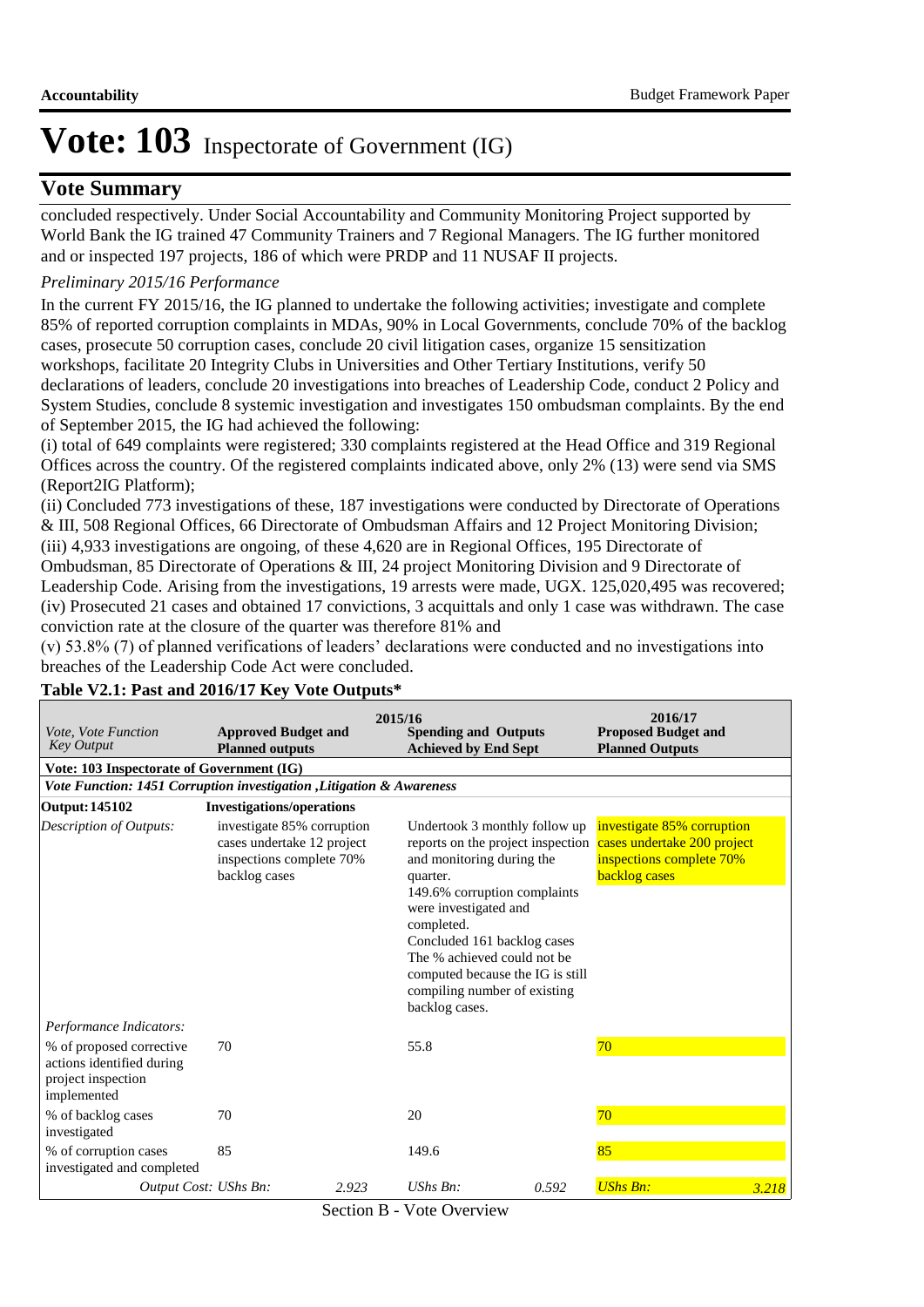# Vote: 103 Inspectorate of Government (IG)

## Vote Summary

concluded respectively. Under Social Accountability and Community Monitoring Project supported by World Bank the IG trained 47 Community Trainers and 7 Regional Managers. The IG further monitored and or inspected 197 projects, 186 of which were PRDP and 11 NUSAF II projects.

*Preliminary 2015/16 Performance*

In the current FY 2015/16, the IG planned to undertake the following activities; investigate and complete 85% of reported corruption complaints in MDAs, 90% in Local Governments, conclude 70% of the backlog cases, prosecute 50 corruption cases, conclude 20 civil litigation cases, organize 15 sensitization workshops, facilitate 20 Integrity Clubs in Universities and Other Tertiary Institutions, verify 50 declarations of leaders, conclude 20 investigations into breaches of Leadership Code, conduct 2 Policy and System Studies, conclude 8 systemic investigation and investigates 150 ombudsman complaints. By the end of September 2015, the IG had achieved the following:

(i) total of 649 complaints were registered; 330 complaints registered at the Head Office and 319 Regional Offices across the country. Of the registered complaints indicated above, only 2% (13) were send via SMS (Report2IG Platform);

(ii) Concluded 773 investigations of these, 187 investigations were conducted by Directorate of Operations & III, 508 Regional Offices, 66 Directorate of Ombudsman Affairs and 12 Project Monitoring Division;

(iii) 4,933 investigations are ongoing, of these 4,620 are in Regional Offices, 195 Directorate of Ombudsman, 85 Directorate of Operations & III, 24 project Monitoring Division and 9 Directorate of Leadership Code. Arising from the investigations, 19 arrests were made, UGX. 125,020,495 was recovered;

(iv) Prosecuted 21 cases and obtained 17 convictions, 3 acquittals and only 1 case was withdrawn. The case conviction rate at the closure of the quarter was therefore 81% and

(v) 53.8% (7) of planned verifications of leaders' declarations were conducted and no investigations into breaches of the Leadership Code Act were concluded.

**Table V2.1: Past and 2016/17 Key Vote Outputs***

| *Vote, Vote Function Key Output* | 2015/16 **Approved Budget and Planned outputs** | | 2015/16 **Spending and Outputs Achieved by End Sept** | | 2016/17 **Proposed Budget and Planned Outputs** | |
|---|---|---|---|---|---|---|
| **Vote: 103 Inspectorate of Government (IG)** | | | | | | |
| ***Vote Function: 1451 Corruption investigation ,Litigation & Awareness*** | | | | | | |
| **Output: 145102** | **Investigations/operations** | | | | | |
| *Description of Outputs:* | investigate 85% corruption cases undertake 12 project inspections complete 70% backlog cases | | Undertook 3 monthly follow up reports on the project inspection and monitoring during the quarter. 149.6% corruption complaints were investigated and completed. Concluded 161 backlog cases The % achieved could not be computed because the IG is still compiling number of existing backlog cases. | | investigate 85% corruption cases undertake 200 project inspections complete 70% backlog cases | |
| *Performance Indicators:* | | | | | | |
| % of proposed corrective actions identified during project inspection implemented | 70 | | 55.8 | | 70 | |
| % of backlog cases investigated | 70 | | 20 | | 70 | |
| % of corruption cases investigated and completed | 85 | | 149.6 | | 85 | |
| *Output Cost: UShs Bn:* | | *2.923* | *UShs Bn:* | *0.592* | *UShs Bn:* | *3.218* |

Section B - Vote Overview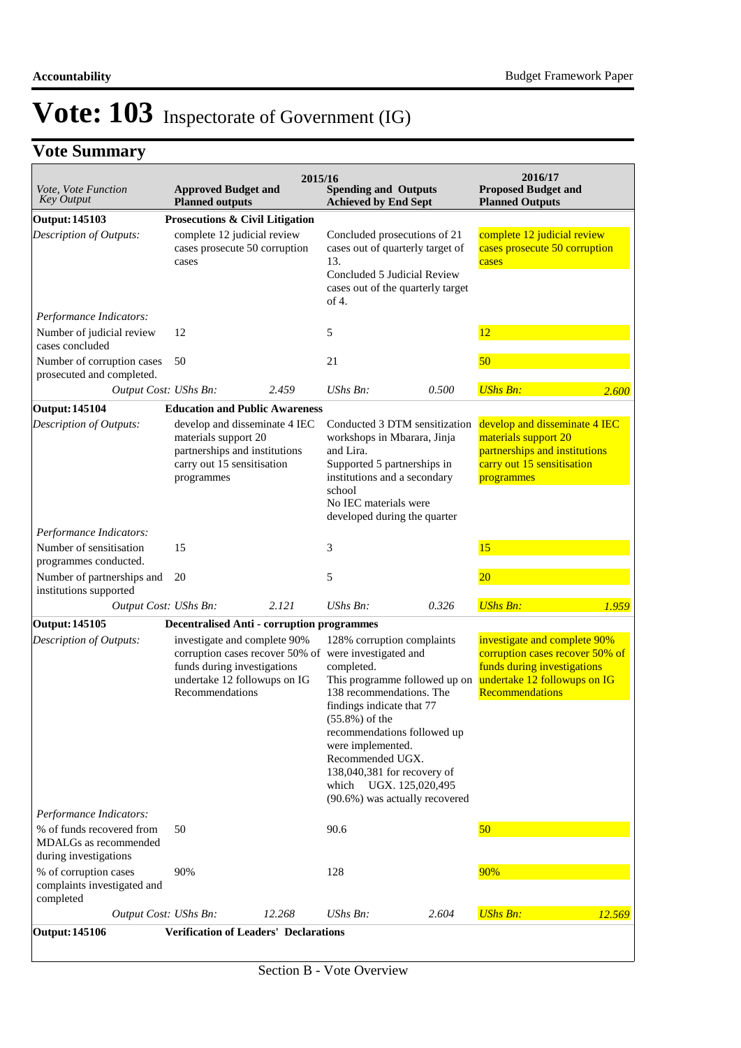# Vote: 103 Inspectorate of Government (IG)

## Vote Summary

| *Vote, Vote Function Key Output* | 2015/16 Approved Budget and Planned outputs | | 2015/16 Spending and Outputs Achieved by End Sept | | 2016/17 Proposed Budget and Planned Outputs | |
|---|---|---|---|---|---|---|
| **Output: 145103** | **Prosecutions & Civil Litigation** | | | | | |
| *Description of Outputs:* | complete 12 judicial review cases prosecute 50 corruption cases | | Concluded prosecutions of 21 cases out of quarterly target of 13. Concluded 5 Judicial Review cases out of the quarterly target of 4. | | complete 12 judicial review cases prosecute 50 corruption cases | |
| *Performance Indicators:* | | | | | | |
| Number of judicial review cases concluded | 12 | | 5 | | 12 | |
| Number of corruption cases prosecuted and completed. | 50 | | 21 | | 50 | |
| *Output Cost:* | *UShs Bn:* | *2.459* | *UShs Bn:* | *0.500* | *UShs Bn:* | *2.600* |
| **Output: 145104** | **Education and Public Awareness** | | | | | |
| *Description of Outputs:* | develop and disseminate 4 IEC materials support 20 partnerships and institutions carry out 15 sensitisation programmes | | Conducted 3 DTM sensitization workshops in Mbarara, Jinja and Lira. Supported 5 partnerships in institutions and a secondary school No IEC materials were developed during the quarter | | develop and disseminate 4 IEC materials support 20 partnerships and institutions carry out 15 sensitisation programmes | |
| *Performance Indicators:* | | | | | | |
| Number of sensitisation programmes conducted. | 15 | | 3 | | 15 | |
| Number of partnerships and institutions supported | 20 | | 5 | | 20 | |
| *Output Cost:* | *UShs Bn:* | *2.121* | *UShs Bn:* | *0.326* | *UShs Bn:* | *1.959* |
| **Output: 145105** | **Decentralised Anti - corruption programmes** | | | | | |
| *Description of Outputs:* | investigate and complete 90% corruption cases recover 50% of funds during investigations undertake 12 followups on IG Recommendations | | 128% corruption complaints were investigated and completed. This programme followed up on 138 recommendations. The findings indicate that 77 (55.8%) of the recommendations followed up were implemented. Recommended UGX. 138,040,381 for recovery of which UGX. 125,020,495 (90.6%) was actually recovered | | investigate and complete 90% corruption cases recover 50% of funds during investigations undertake 12 followups on IG Recommendations | |
| *Performance Indicators:* | | | | | | |
| % of funds recovered from MDALGs as recommended during investigations | 50 | | 90.6 | | 50 | |
| % of corruption cases complaints investigated and completed | 90% | | 128 | | 90% | |
| *Output Cost:* | *UShs Bn:* | *12.268* | *UShs Bn:* | *2.604* | *UShs Bn:* | *12.569* |
| **Output: 145106** | **Verification of Leaders' Declarations** | | | | | |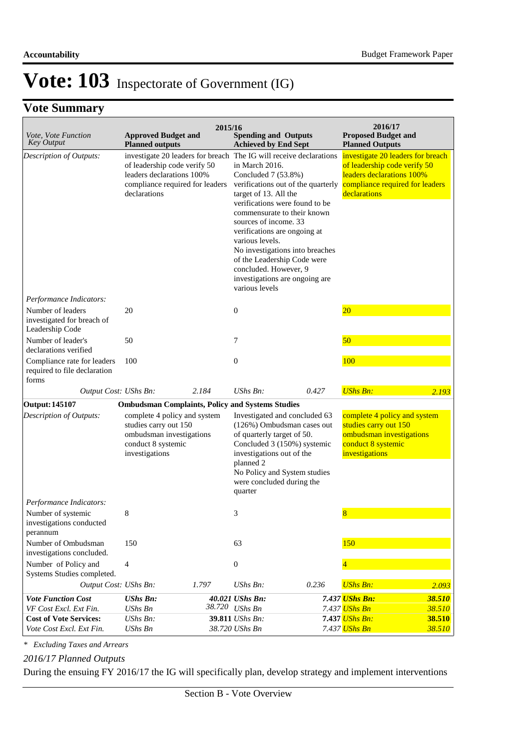# Vote: 103 Inspectorate of Government (IG)

## Vote Summary

| Vote, Vote Function Key Output | 2015/16 Approved Budget and Planned outputs | | 2015/16 Spending and Outputs Achieved by End Sept | | 2016/17 Proposed Budget and Planned Outputs | |
|---|---|---|---|---|---|---|
| *Description of Outputs:* | investigate 20 leaders for breach of leadership code verify 50 leaders declarations 100% compliance required for leaders declarations | | The IG will receive declarations in March 2016. Concluded 7 (53.8%) verifications out of the quarterly target of 13. All the verifications were found to be commensurate to their known sources of income. 33 verifications are ongoing at various levels. No investigations into breaches of the Leadership Code were concluded. However, 9 investigations are ongoing are various levels | | investigate 20 leaders for breach of leadership code verify 50 leaders declarations 100% compliance required for leaders declarations | |
| *Performance Indicators:* | | | | | | |
| Number of leaders investigated for breach of Leadership Code | 20 | | 0 | | 20 | |
| Number of leader's declarations verified | 50 | | 7 | | 50 | |
| Compliance rate for leaders required to file declaration forms | 100 | | 0 | | 100 | |
| *Output Cost:* | *UShs Bn:* | *2.184* | *UShs Bn:* | *0.427* | *UShs Bn:* | *2.193* |
| **Output: 145107** | **Ombudsman Complaints, Policy and Systems Studies** | | | | | |
| *Description of Outputs:* | complete 4 policy and system studies carry out 150 ombudsman investigations conduct 8 systemic investigations | | Investigated and concluded 63 (126%) Ombudsman cases out of quarterly target of 50. Concluded 3 (150%) systemic investigations out of the planned 2 No Policy and System studies were concluded during the quarter | | complete 4 policy and system studies carry out 150 ombudsman investigations conduct 8 systemic investigations | |
| *Performance Indicators:* | | | | | | |
| Number of systemic investigations conducted perannum | 8 | | 3 | | 8 | |
| Number of Ombudsman investigations concluded. | 150 | | 63 | | 150 | |
| Number of Policy and Systems Studies completed. | 4 | | 0 | | 4 | |
| *Output Cost:* | *UShs Bn:* | *1.797* | *UShs Bn:* | *0.236* | *UShs Bn:* | *2.093* |
| ***Vote Function Cost*** | ***UShs Bn:*** | ***40.021*** | ***UShs Bn:*** | ***7.437*** | ***UShs Bn:*** | ***38.510*** |
| *VF Cost Excl. Ext Fin.* | *UShs Bn* | *38.720* | *UShs Bn* | *7.437* | *UShs Bn* | *38.510* |
| **Cost of Vote Services:** | *UShs Bn:* | **39.811** | *UShs Bn:* | **7.437** | *UShs Bn:* | **38.510** |
| *Vote Cost Excl. Ext Fin.* | *UShs Bn* | *38.720* | *UShs Bn* | *7.437* | *UShs Bn* | *38.510* |

*\* Excluding Taxes and Arrears*

*2016/17 Planned Outputs*

During the ensuing FY 2016/17 the IG will specifically plan, develop strategy and implement interventions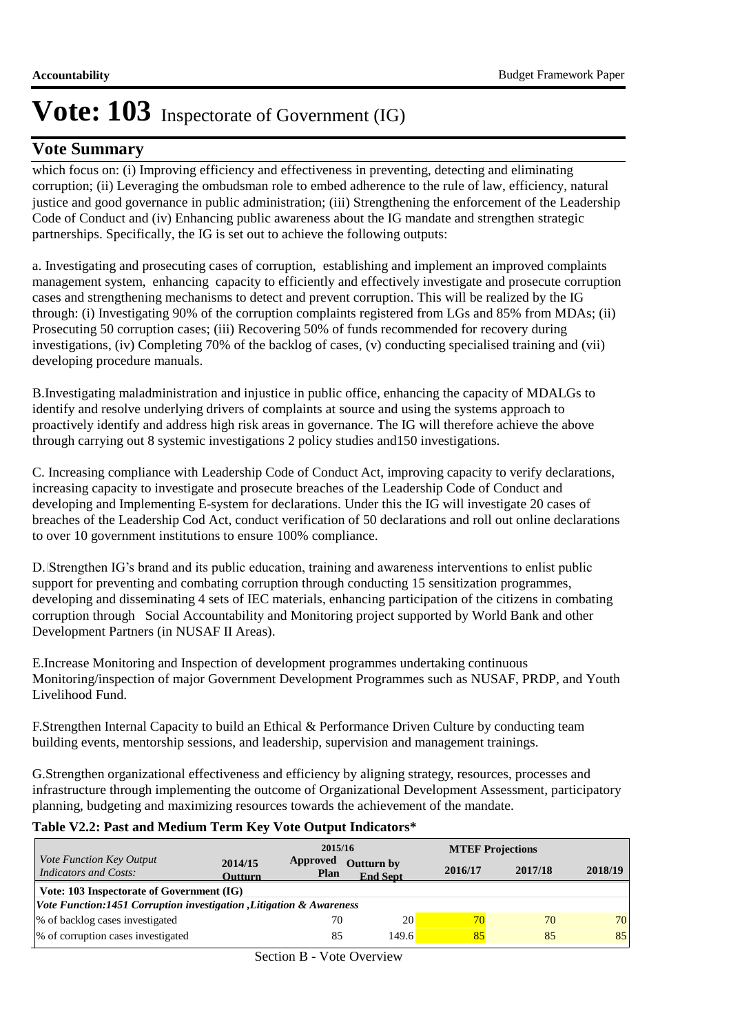# Vote: 103 Inspectorate of Government (IG)

## Vote Summary

which focus on: (i) Improving efficiency and effectiveness in preventing, detecting and eliminating corruption; (ii) Leveraging the ombudsman role to embed adherence to the rule of law, efficiency, natural justice and good governance in public administration; (iii) Strengthening the enforcement of the Leadership Code of Conduct and (iv) Enhancing public awareness about the IG mandate and strengthen strategic partnerships. Specifically, the IG is set out to achieve the following outputs:

a. Investigating and prosecuting cases of corruption, establishing and implement an improved complaints management system, enhancing capacity to efficiently and effectively investigate and prosecute corruption cases and strengthening mechanisms to detect and prevent corruption. This will be realized by the IG through: (i) Investigating 90% of the corruption complaints registered from LGs and 85% from MDAs; (ii) Prosecuting 50 corruption cases; (iii) Recovering 50% of funds recommended for recovery during investigations, (iv) Completing 70% of the backlog of cases, (v) conducting specialised training and (vii) developing procedure manuals.

B.Investigating maladministration and injustice in public office, enhancing the capacity of MDALGs to identify and resolve underlying drivers of complaints at source and using the systems approach to proactively identify and address high risk areas in governance. The IG will therefore achieve the above through carrying out 8 systemic investigations 2 policy studies and150 investigations.

C. Increasing compliance with Leadership Code of Conduct Act, improving capacity to verify declarations, increasing capacity to investigate and prosecute breaches of the Leadership Code of Conduct and developing and Implementing E-system for declarations. Under this the IG will investigate 20 cases of breaches of the Leadership Cod Act, conduct verification of 50 declarations and roll out online declarations to over 10 government institutions to ensure 100% compliance.

D. Strengthen IG's brand and its public education, training and awareness interventions to enlist public support for preventing and combating corruption through conducting 15 sensitization programmes, developing and disseminating 4 sets of IEC materials, enhancing participation of the citizens in combating corruption through Social Accountability and Monitoring project supported by World Bank and other Development Partners (in NUSAF II Areas).

E.Increase Monitoring and Inspection of development programmes undertaking continuous Monitoring/inspection of major Government Development Programmes such as NUSAF, PRDP, and Youth Livelihood Fund.

F.Strengthen Internal Capacity to build an Ethical & Performance Driven Culture by conducting team building events, mentorship sessions, and leadership, supervision and management trainings.

G.Strengthen organizational effectiveness and efficiency by aligning strategy, resources, processes and infrastructure through implementing the outcome of Organizational Development Assessment, participatory planning, budgeting and maximizing resources towards the achievement of the mandate.

**Table V2.2: Past and Medium Term Key Vote Output Indicators***

| *Vote Function Key Output Indicators and Costs:* | 2014/15 Outturn | 2015/16 Approved Plan | 2015/16 Outturn by End Sept | MTEF Projections 2016/17 | MTEF Projections 2017/18 | MTEF Projections 2018/19 |
|---|---|---|---|---|---|---|
| **Vote: 103 Inspectorate of Government (IG)** | | | | | | |
| ***Vote Function:1451 Corruption investigation ,Litigation & Awareness*** | | | | | | |
| % of backlog cases investigated | | 70 | 20 | 70 | 70 | 70 |
| % of corruption cases investigated | | 85 | 149.6 | 85 | 85 | 85 |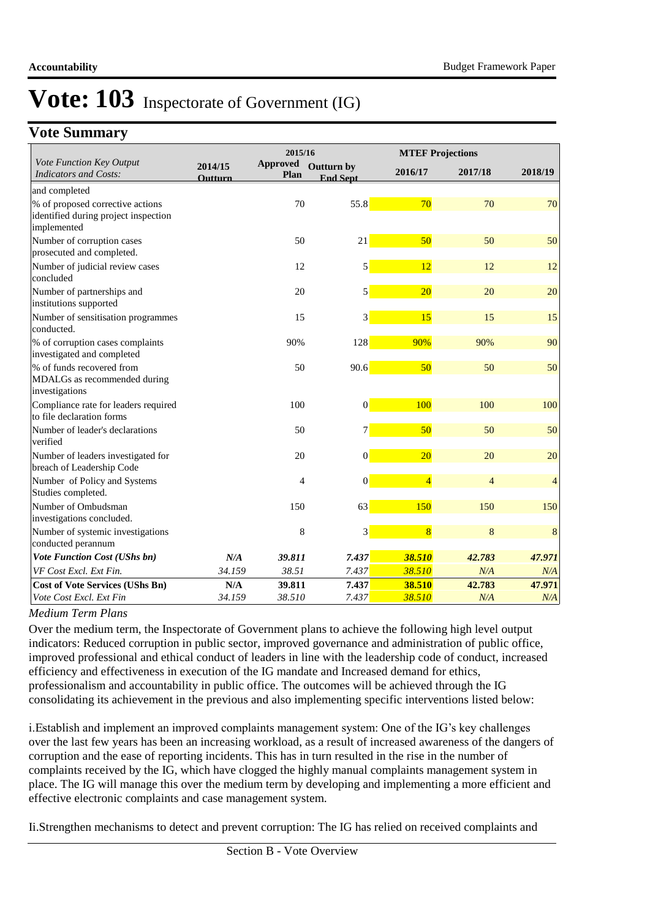# Vote: 103 Inspectorate of Government (IG)

## Vote Summary

| Vote Function Key Output Indicators and Costs: | 2014/15 Outturn | 2015/16 Approved Plan | 2015/16 Outturn by End Sept | MTEF Projections 2016/17 | 2017/18 | 2018/19 |
|---|---|---|---|---|---|---|
| and completed | | | | | | |
| % of proposed corrective actions identified during project inspection implemented | | 70 | 55.8 | 70 | 70 | 70 |
| Number of corruption cases prosecuted and completed. | | 50 | 21 | 50 | 50 | 50 |
| Number of judicial review cases concluded | | 12 | 5 | 12 | 12 | 12 |
| Number of partnerships and institutions supported | | 20 | 5 | 20 | 20 | 20 |
| Number of sensitisation programmes conducted. | | 15 | 3 | 15 | 15 | 15 |
| % of corruption cases complaints investigated and completed | | 90% | 128 | 90% | 90% | 90 |
| % of funds recovered from MDALGs as recommended during investigations | | 50 | 90.6 | 50 | 50 | 50 |
| Compliance rate for leaders required to file declaration forms | | 100 | 0 | 100 | 100 | 100 |
| Number of leader's declarations verified | | 50 | 7 | 50 | 50 | 50 |
| Number of leaders investigated for breach of Leadership Code | | 20 | 0 | 20 | 20 | 20 |
| Number of Policy and Systems Studies completed. | | 4 | 0 | 4 | 4 | 4 |
| Number of Ombudsman investigations concluded. | | 150 | 63 | 150 | 150 | 150 |
| Number of systemic investigations conducted perannum | | 8 | 3 | 8 | 8 | 8 |
| ***Vote Function Cost (UShs bn)*** | ***N/A*** | ***39.811*** | ***7.437*** | ***38.510*** | ***42.783*** | ***47.971*** |
| *VF Cost Excl. Ext Fin.* | *34.159* | *38.51* | *7.437* | *38.510* | *N/A* | *N/A* |
| **Cost of Vote Services (UShs Bn)** | **N/A** | **39.811** | **7.437** | **38.510** | **42.783** | **47.971** |
| *Vote Cost Excl. Ext Fin* | *34.159* | *38.510* | *7.437* | *38.510* | *N/A* | *N/A* |

*Medium Term Plans*

Over the medium term, the Inspectorate of Government plans to achieve the following high level output indicators: Reduced corruption in public sector, improved governance and administration of public office, improved professional and ethical conduct of leaders in line with the leadership code of conduct, increased efficiency and effectiveness in execution of the IG mandate and Increased demand for ethics, professionalism and accountability in public office. The outcomes will be achieved through the IG consolidating its achievement in the previous and also implementing specific interventions listed below:

i.Establish and implement an improved complaints management system: One of the IG's key challenges over the last few years has been an increasing workload, as a result of increased awareness of the dangers of corruption and the ease of reporting incidents. This has in turn resulted in the rise in the number of complaints received by the IG, which have clogged the highly manual complaints management system in place. The IG will manage this over the medium term by developing and implementing a more efficient and effective electronic complaints and case management system.

Ii.Strengthen mechanisms to detect and prevent corruption: The IG has relied on received complaints and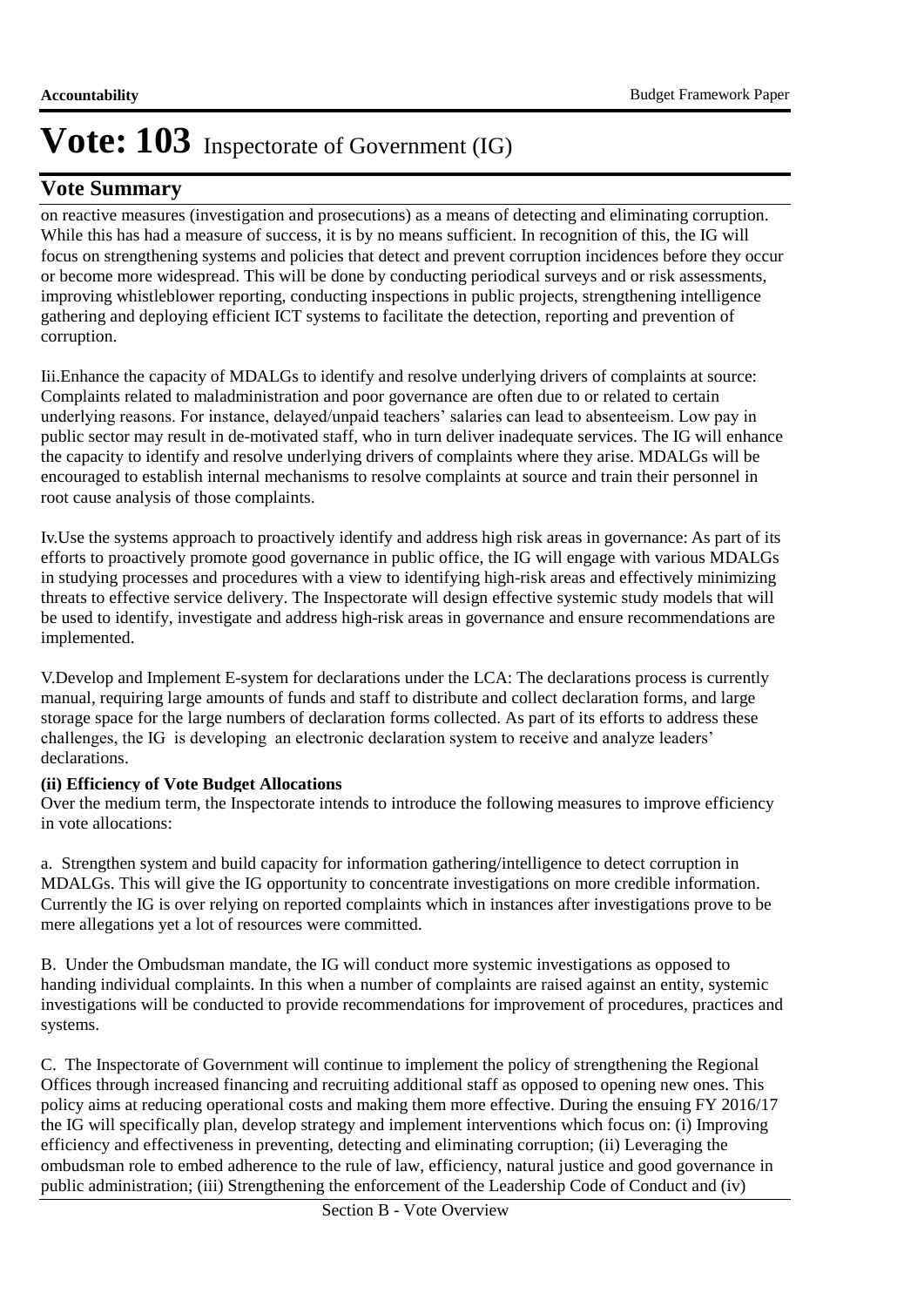# Vote: 103 Inspectorate of Government (IG)

## Vote Summary

on reactive measures (investigation and prosecutions) as a means of detecting and eliminating corruption. While this has had a measure of success, it is by no means sufficient. In recognition of this, the IG will focus on strengthening systems and policies that detect and prevent corruption incidences before they occur or become more widespread. This will be done by conducting periodical surveys and or risk assessments, improving whistleblower reporting, conducting inspections in public projects, strengthening intelligence gathering and deploying efficient ICT systems to facilitate the detection, reporting and prevention of corruption.

Iii.Enhance the capacity of MDALGs to identify and resolve underlying drivers of complaints at source: Complaints related to maladministration and poor governance are often due to or related to certain underlying reasons. For instance, delayed/unpaid teachers' salaries can lead to absenteeism. Low pay in public sector may result in de-motivated staff, who in turn deliver inadequate services. The IG will enhance the capacity to identify and resolve underlying drivers of complaints where they arise. MDALGs will be encouraged to establish internal mechanisms to resolve complaints at source and train their personnel in root cause analysis of those complaints.

Iv.Use the systems approach to proactively identify and address high risk areas in governance: As part of its efforts to proactively promote good governance in public office, the IG will engage with various MDALGs in studying processes and procedures with a view to identifying high-risk areas and effectively minimizing threats to effective service delivery. The Inspectorate will design effective systemic study models that will be used to identify, investigate and address high-risk areas in governance and ensure recommendations are implemented.

V.Develop and Implement E-system for declarations under the LCA: The declarations process is currently manual, requiring large amounts of funds and staff to distribute and collect declaration forms, and large storage space for the large numbers of declaration forms collected. As part of its efforts to address these challenges, the IG is developing an electronic declaration system to receive and analyze leaders' declarations.

**(ii) Efficiency of Vote Budget Allocations**

Over the medium term, the Inspectorate intends to introduce the following measures to improve efficiency in vote allocations:

a. Strengthen system and build capacity for information gathering/intelligence to detect corruption in MDALGs. This will give the IG opportunity to concentrate investigations on more credible information. Currently the IG is over relying on reported complaints which in instances after investigations prove to be mere allegations yet a lot of resources were committed.

B. Under the Ombudsman mandate, the IG will conduct more systemic investigations as opposed to handing individual complaints. In this when a number of complaints are raised against an entity, systemic investigations will be conducted to provide recommendations for improvement of procedures, practices and systems.

C. The Inspectorate of Government will continue to implement the policy of strengthening the Regional Offices through increased financing and recruiting additional staff as opposed to opening new ones. This policy aims at reducing operational costs and making them more effective. During the ensuing FY 2016/17 the IG will specifically plan, develop strategy and implement interventions which focus on: (i) Improving efficiency and effectiveness in preventing, detecting and eliminating corruption; (ii) Leveraging the ombudsman role to embed adherence to the rule of law, efficiency, natural justice and good governance in public administration; (iii) Strengthening the enforcement of the Leadership Code of Conduct and (iv)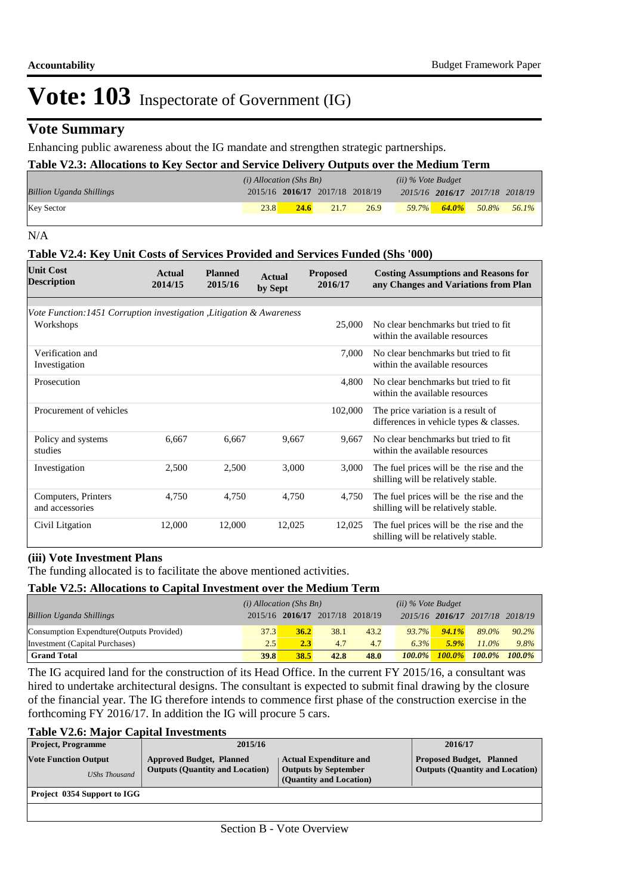# Vote: 103 Inspectorate of Government (IG)

## Vote Summary

Enhancing public awareness about the IG mandate and strengthen strategic partnerships.

### Table V2.3: Allocations to Key Sector and Service Delivery Outputs over the Medium Term

| *Billion Uganda Shillings* | *(i) Allocation (Shs Bn)* 2015/16 | **2016/17** | 2017/18 | 2018/19 | *(ii) % Vote Budget* 2015/16 | **2016/17** | 2017/18 | 2018/19 |
|---|---|---|---|---|---|---|---|---|
| Key Sector | 23.8 | **24.6** | 21.7 | 26.9 | 59.7% | **64.0%** | 50.8% | 56.1% |

N/A

### Table V2.4: Key Unit Costs of Services Provided and Services Funded (Shs '000)

| Unit Cost Description | Actual 2014/15 | Planned 2015/16 | Actual by Sept | Proposed 2016/17 | Costing Assumptions and Reasons for any Changes and Variations from Plan |
|---|---|---|---|---|---|
| *Vote Function:1451 Corruption investigation ,Litigation & Awareness* | | | | | |
| Workshops | | | | 25,000 | No clear benchmarks but tried to fit within the available resources |
| Verification and Investigation | | | | 7,000 | No clear benchmarks but tried to fit within the available resources |
| Prosecution | | | | 4,800 | No clear benchmarks but tried to fit within the available resources |
| Procurement of vehicles | | | | 102,000 | The price variation is a result of differences in vehicle types & classes. |
| Policy and systems studies | 6,667 | 6,667 | 9,667 | 9,667 | No clear benchmarks but tried to fit within the available resources |
| Investigation | 2,500 | 2,500 | 3,000 | 3,000 | The fuel prices will be the rise and the shilling will be relatively stable. |
| Computers, Printers and accessories | 4,750 | 4,750 | 4,750 | 4,750 | The fuel prices will be the rise and the shilling will be relatively stable. |
| Civil Litgation | 12,000 | 12,000 | 12,025 | 12,025 | The fuel prices will be the rise and the shilling will be relatively stable. |

### (iii) Vote Investment Plans

The funding allocated is to facilitate the above mentioned activities.

### Table V2.5: Allocations to Capital Investment over the Medium Term

| *Billion Uganda Shillings* | *(i) Allocation (Shs Bn)* 2015/16 | **2016/17** | 2017/18 | 2018/19 | *(ii) % Vote Budget* 2015/16 | **2016/17** | 2017/18 | 2018/19 |
|---|---|---|---|---|---|---|---|---|
| Consumption Expendture(Outputs Provided) | 37.3 | **36.2** | 38.1 | 43.2 | 93.7% | **94.1%** | 89.0% | 90.2% |
| Investment (Capital Purchases) | 2.5 | **2.3** | 4.7 | 4.7 | 6.3% | **5.9%** | 11.0% | 9.8% |
| **Grand Total** | **39.8** | **38.5** | **42.8** | **48.0** | **100.0%** | **100.0%** | **100.0%** | **100.0%** |

The IG acquired land for the construction of its Head Office. In the current FY 2015/16, a consultant was hired to undertake architectural designs. The consultant is expected to submit final drawing by the closure of the financial year. The IG therefore intends to commence first phase of the construction exercise in the forthcoming FY 2016/17. In addition the IG will procure 5 cars.

### Table V2.6: Major Capital Investments

| Project, Programme | 2015/16 | | 2016/17 |
|---|---|---|---|
| **Vote Function Output** *UShs Thousand* | **Approved Budget, Planned Outputs (Quantity and Location)** | **Actual Expenditure and Outputs by September (Quantity and Location)** | **Proposed Budget, Planned Outputs (Quantity and Location)** |
| **Project 0354 Support to IGG** | | | |
| | | | |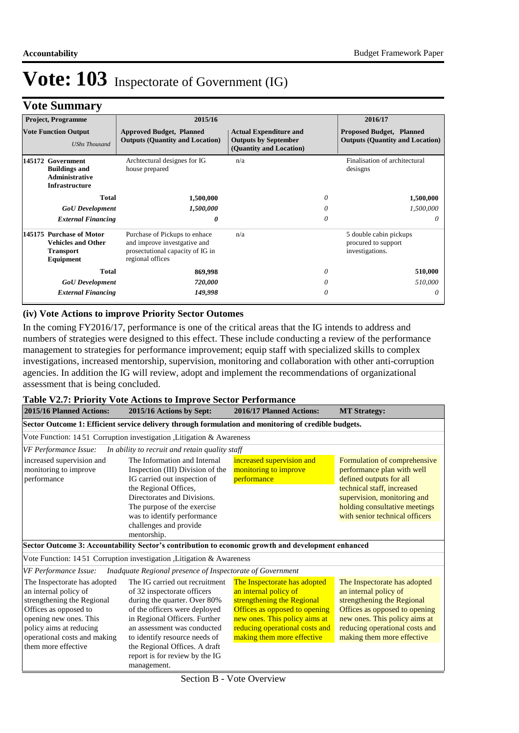# Vote: 103 Inspectorate of Government (IG)

## Vote Summary

| Project, Programme<br>Vote Function Output<br>*UShs Thousand* | 2015/16<br>Approved Budget, Planned Outputs (Quantity and Location) | Actual Expenditure and Outputs by September (Quantity and Location) | 2016/17<br>Proposed Budget, Planned Outputs (Quantity and Location) |
|---|---|---|---|
| **145172 Government Buildings and Administrative Infrastructure** | Archtectural designes for IG house prepared | n/a | Finalisation of architectural desisgns |
| **Total** | **1,500,000** | *0* | **1,500,000** |
| ***GoU Development*** | *1,500,000* | *0* | *1,500,000* |
| ***External Financing*** | ***0*** | *0* | *0* |
| **145175 Purchase of Motor Vehicles and Other Transport Equipment** | Purchase of Pickups to enhace and improve investgative and prosectutional capacity of IG in regional offices | n/a | 5 double cabin pickups procured to support investigations. |
| **Total** | **869,998** | *0* | **510,000** |
| ***GoU Development*** | ***720,000*** | *0* | *510,000* |
| ***External Financing*** | ***149,998*** | *0* | *0* |

### (iv) Vote Actions to improve Priority Sector Outomes

In the coming FY2016/17, performance is one of the critical areas that the IG intends to address and numbers of strategies were designed to this effect. These include conducting a review of the performance management to strategies for performance improvement; equip staff with specialized skills to complex investigations, increased mentorship, supervision, monitoring and collaboration with other anti-corruption agencies. In addition the IG will review, adopt and implement the recommendations of organizational assessment that is being concluded.

**Table V2.7: Priority Vote Actions to Improve Sector Performance**

| 2015/16 Planned Actions: | 2015/16 Actions by Sept: | 2016/17 Planned Actions: | MT Strategy: |
|---|---|---|---|
| **Sector Outcome 1: Efficient service delivery through formulation and monitoring of credible budgets.** | | | |
| Vote Function: 14 51 Corruption investigation ,Litigation & Awareness | | | |
| *VF Performance Issue:* *In ability to recruit and retain quality staff* | | | |
| increased supervision and monitoring to improve performance | The Information and Internal Inspection (III) Division of the IG carried out inspection of the Regional Offices, Directorates and Divisions. The purpose of the exercise was to identify performance challenges and provide mentorship. | increased supervision and monitoring to improve performance | Formulation of comprehensive performance plan with well defined outputs for all technical staff, increased supervision, monitoring and holding consultative meetings with senior technical officers |
| **Sector Outcome 3: Accountability Sector's contribution to economic growth and development enhanced** | | | |
| Vote Function: 14 51 Corruption investigation ,Litigation & Awareness | | | |
| *VF Performance Issue:* *Inadquate Regional presence of Inspectorate of Government* | | | |
| The Inspectorate has adopted an internal policy of strengthening the Regional Offices as opposed to opening new ones. This policy aims at reducing operational costs and making them more effective | The IG carried out recruitment of 32 inspectorate officers during the quarter. Over 80% of the officers were deployed in Regional Officers. Further an assessment was conducted to identify resource needs of the Regional Offices. A draft report is for review by the IG management. | The Inspectorate has adopted an internal policy of strengthening the Regional Offices as opposed to opening new ones. This policy aims at reducing operational costs and making them more effective | The Inspectorate has adopted an internal policy of strengthening the Regional Offices as opposed to opening new ones. This policy aims at reducing operational costs and making them more effective |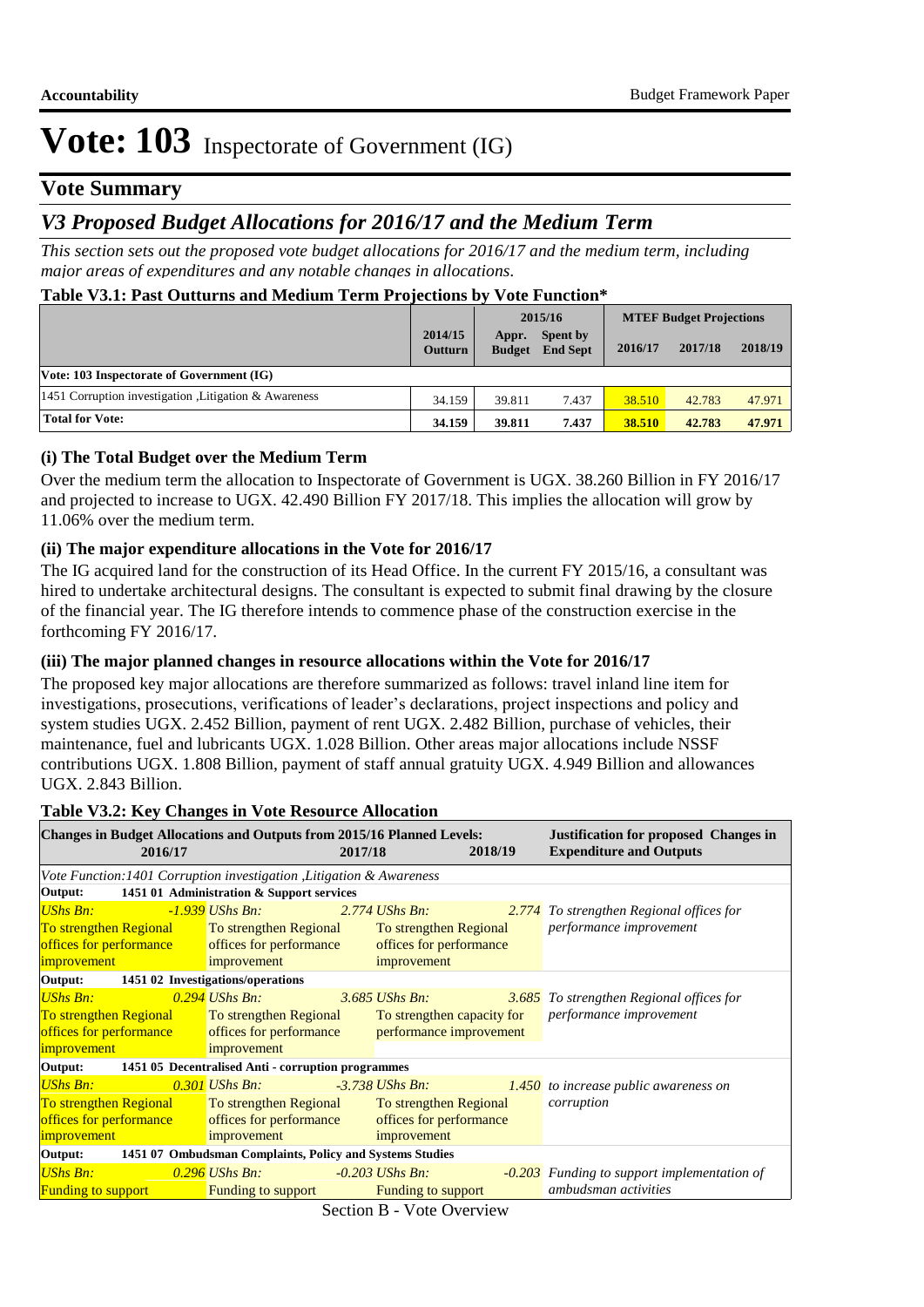# Vote: 103 Inspectorate of Government (IG)

## Vote Summary

## V3 Proposed Budget Allocations for 2016/17 and the Medium Term

*This section sets out the proposed vote budget allocations for 2016/17 and the medium term, including major areas of expenditures and any notable changes in allocations.*

**Table V3.1: Past Outturns and Medium Term Projections by Vote Function***

| | 2014/15 Outturn | 2015/16 Appr. Budget | 2015/16 Spent by End Sept | MTEF Budget Projections 2016/17 | 2017/18 | 2018/19 |
|---|---|---|---|---|---|---|
| **Vote: 103 Inspectorate of Government (IG)** | | | | | | |
| 1451 Corruption investigation ,Litigation & Awareness | 34.159 | 39.811 | 7.437 | 38.510 | 42.783 | 47.971 |
| **Total for Vote:** | **34.159** | **39.811** | **7.437** | **38.510** | **42.783** | **47.971** |

### (i) The Total Budget over the Medium Term

Over the medium term the allocation to Inspectorate of Government is UGX. 38.260 Billion in FY 2016/17 and projected to increase to UGX. 42.490 Billion FY 2017/18. This implies the allocation will grow by 11.06% over the medium term.

### (ii) The major expenditure allocations in the Vote for 2016/17

The IG acquired land for the construction of its Head Office. In the current FY 2015/16, a consultant was hired to undertake architectural designs. The consultant is expected to submit final drawing by the closure of the financial year. The IG therefore intends to commence phase of the construction exercise in the forthcoming FY 2016/17.

### (iii) The major planned changes in resource allocations within the Vote for 2016/17

The proposed key major allocations are therefore summarized as follows: travel inland line item for investigations, prosecutions, verifications of leader's declarations, project inspections and policy and system studies UGX. 2.452 Billion, payment of rent UGX. 2.482 Billion, purchase of vehicles, their maintenance, fuel and lubricants UGX. 1.028 Billion. Other areas major allocations include NSSF contributions UGX. 1.808 Billion, payment of staff annual gratuity UGX. 4.949 Billion and allowances UGX. 2.843 Billion.

**Table V3.2: Key Changes in Vote Resource Allocation**

| Changes in Budget Allocations and Outputs from 2015/16 Planned Levels: 2016/17 | 2017/18 | 2018/19 | Justification for proposed Changes in Expenditure and Outputs |
|---|---|---|---|
| *Vote Function:1401 Corruption investigation ,Litigation & Awareness* | | | |
| **Output: 1451 01 Administration & Support services** | | | |
| *UShs Bn: -1.939* To strengthen Regional offices for performance improvement | *UShs Bn: 2.774* To strengthen Regional offices for performance improvement | *UShs Bn: 2.774* To strengthen Regional offices for performance improvement | *To strengthen Regional offices for performance improvement* |
| **Output: 1451 02 Investigations/operations** | | | |
| *UShs Bn: 0.294* To strengthen Regional offices for performance improvement | *UShs Bn: 3.685* To strengthen Regional offices for performance improvement | *UShs Bn: 3.685* To strengthen capacity for performance improvement | *To strengthen Regional offices for performance improvement* |
| **Output: 1451 05 Decentralised Anti - corruption programmes** | | | |
| *UShs Bn: 0.301* To strengthen Regional offices for performance improvement | *UShs Bn: -3.738* To strengthen Regional offices for performance improvement | *UShs Bn: 1.450* To strengthen Regional offices for performance improvement | *to increase public awareness on corruption* |
| **Output: 1451 07 Ombudsman Complaints, Policy and Systems Studies** | | | |
| *UShs Bn: 0.296* Funding to support | *UShs Bn: -0.203* Funding to support | *UShs Bn: -0.203* Funding to support | *Funding to support implementation of ambudsman activities* |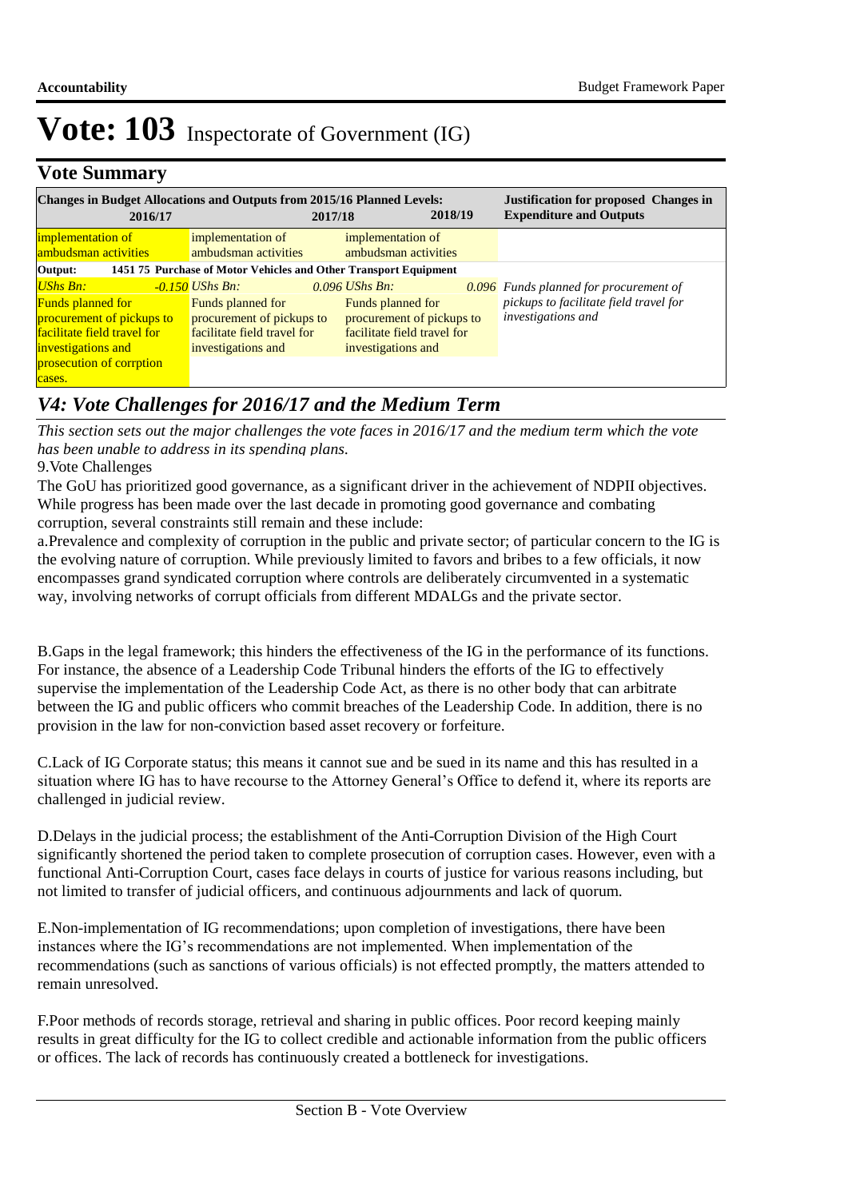# Vote: 103 Inspectorate of Government (IG)

## Vote Summary

| Changes in Budget Allocations and Outputs from 2015/16 Planned Levels: 2016/17 | | 2017/18 | | 2018/19 | Justification for proposed Changes in Expenditure and Outputs |
|---|---|---|---|---|---|
| implementation of ambudsman activities | | implementation of ambudsman activities | implementation of ambudsman activities | | |
| **Output: 1451 75 Purchase of Motor Vehicles and Other Transport Equipment** | | | | | |
| *UShs Bn:* | *-0.150* | *UShs Bn:* | *0.096 UShs Bn:* | *0.096* | *Funds planned for procurement of pickups to facilitate field travel for investigations and* |
| Funds planned for procurement of pickups to facilitate field travel for investigations and prosecution of corrption cases. | | Funds planned for procurement of pickups to facilitate field travel for investigations and | Funds planned for procurement of pickups to facilitate field travel for investigations and | | |

## *V4: Vote Challenges for 2016/17 and the Medium Term*

*This section sets out the major challenges the vote faces in 2016/17 and the medium term which the vote has been unable to address in its spending plans.*

9.Vote Challenges

The GoU has prioritized good governance, as a significant driver in the achievement of NDPII objectives. While progress has been made over the last decade in promoting good governance and combating corruption, several constraints still remain and these include:

a.Prevalence and complexity of corruption in the public and private sector; of particular concern to the IG is the evolving nature of corruption. While previously limited to favors and bribes to a few officials, it now encompasses grand syndicated corruption where controls are deliberately circumvented in a systematic way, involving networks of corrupt officials from different MDALGs and the private sector.

B.Gaps in the legal framework; this hinders the effectiveness of the IG in the performance of its functions. For instance, the absence of a Leadership Code Tribunal hinders the efforts of the IG to effectively supervise the implementation of the Leadership Code Act, as there is no other body that can arbitrate between the IG and public officers who commit breaches of the Leadership Code. In addition, there is no provision in the law for non-conviction based asset recovery or forfeiture.

C.Lack of IG Corporate status; this means it cannot sue and be sued in its name and this has resulted in a situation where IG has to have recourse to the Attorney General's Office to defend it, where its reports are challenged in judicial review.

D.Delays in the judicial process; the establishment of the Anti-Corruption Division of the High Court significantly shortened the period taken to complete prosecution of corruption cases. However, even with a functional Anti-Corruption Court, cases face delays in courts of justice for various reasons including, but not limited to transfer of judicial officers, and continuous adjournments and lack of quorum.

E.Non-implementation of IG recommendations; upon completion of investigations, there have been instances where the IG's recommendations are not implemented. When implementation of the recommendations (such as sanctions of various officials) is not effected promptly, the matters attended to remain unresolved.

F.Poor methods of records storage, retrieval and sharing in public offices. Poor record keeping mainly results in great difficulty for the IG to collect credible and actionable information from the public officers or offices. The lack of records has continuously created a bottleneck for investigations.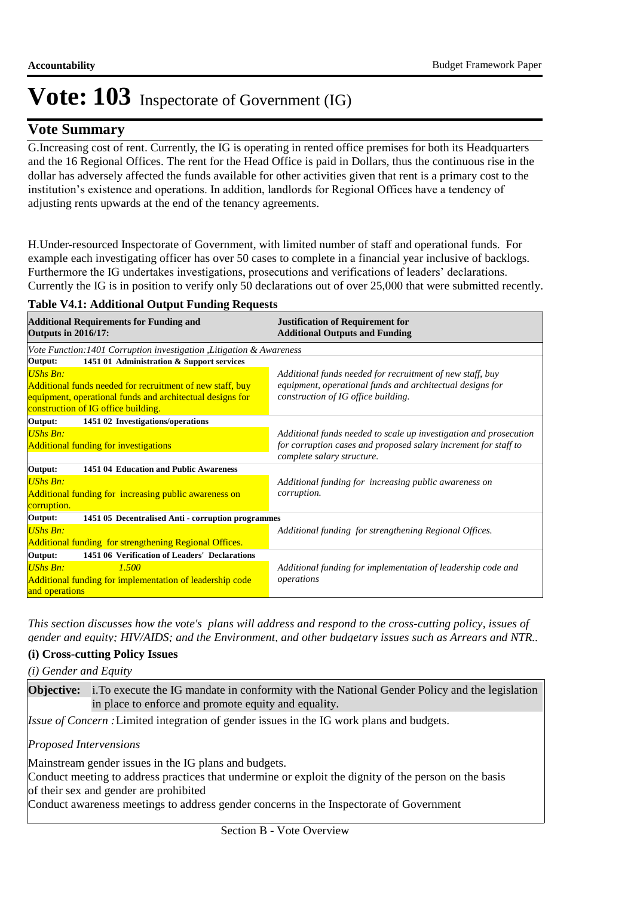# Vote: 103 Inspectorate of Government (IG)

## Vote Summary

G.Increasing cost of rent. Currently, the IG is operating in rented office premises for both its Headquarters and the 16 Regional Offices. The rent for the Head Office is paid in Dollars, thus the continuous rise in the dollar has adversely affected the funds available for other activities given that rent is a primary cost to the institution's existence and operations. In addition, landlords for Regional Offices have a tendency of adjusting rents upwards at the end of the tenancy agreements.

H.Under-resourced Inspectorate of Government, with limited number of staff and operational funds. For example each investigating officer has over 50 cases to complete in a financial year inclusive of backlogs. Furthermore the IG undertakes investigations, prosecutions and verifications of leaders' declarations. Currently the IG is in position to verify only 50 declarations out of over 25,000 that were submitted recently.

**Table V4.1: Additional Output Funding Requests**

| **Additional Requirements for Funding and Outputs in 2016/17:** | **Justification of Requirement for Additional Outputs and Funding** |
|---|---|
| *Vote Function:1401 Corruption investigation ,Litigation & Awareness* | |
| **Output: 1451 01 Administration & Support services** | |
| *UShs Bn:* <br> Additional funds needed for recruitment of new staff, buy equipment, operational funds and architectual designs for construction of IG office building. | *Additional funds needed for recruitment of new staff, buy equipment, operational funds and architectual designs for construction of IG office building.* |
| **Output: 1451 02 Investigations/operations** | |
| *UShs Bn:* <br> Additional funding for investigations | *Additional funds needed to scale up investigation and prosecution for corruption cases and proposed salary increment for staff to complete salary structure.* |
| **Output: 1451 04 Education and Public Awareness** | |
| *UShs Bn:* <br> Additional funding for increasing public awareness on corruption. | *Additional funding for increasing public awareness on corruption.* |
| **Output: 1451 05 Decentralised Anti - corruption programmes** | |
| *UShs Bn:* <br> Additional funding for strengthening Regional Offices. | *Additional funding for strengthening Regional Offices.* |
| **Output: 1451 06 Verification of Leaders' Declarations** | |
| *UShs Bn:* *1.500* <br> Additional funding for implementation of leadership code and operations | *Additional funding for implementation of leadership code and operations* |

*This section discusses how the vote's plans will address and respond to the cross-cutting policy, issues of gender and equity; HIV/AIDS; and the Environment, and other budgetary issues such as Arrears and NTR..*

### (i) Cross-cutting Policy Issues

*(i) Gender and Equity*

**Objective:** i.To execute the IG mandate in conformity with the National Gender Policy and the legislation in place to enforce and promote equity and equality.

*Issue of Concern :* Limited integration of gender issues in the IG work plans and budgets.

*Proposed Interventions*

Mainstream gender issues in the IG plans and budgets.
Conduct meeting to address practices that undermine or exploit the dignity of the person on the basis of their sex and gender are prohibited
Conduct awareness meetings to address gender concerns in the Inspectorate of Government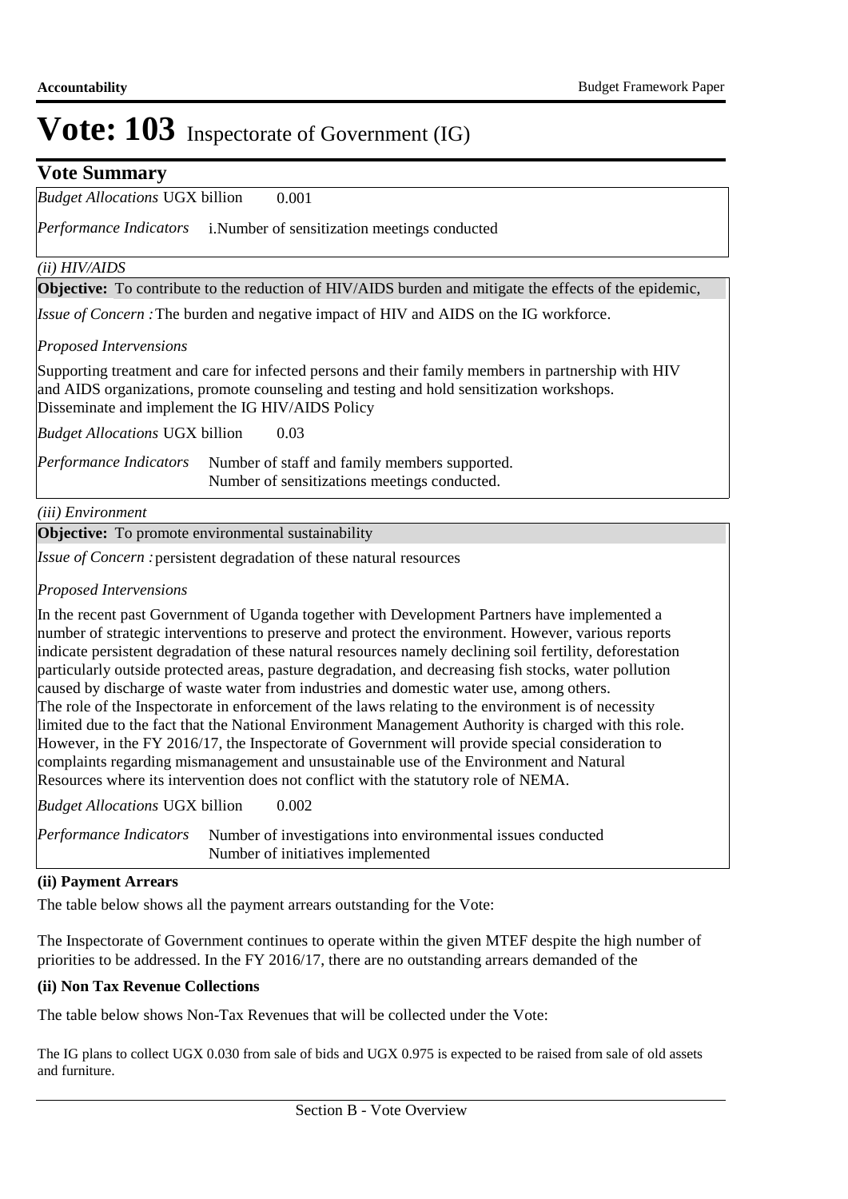# Vote: 103 Inspectorate of Government (IG)

## Vote Summary

*Budget Allocations* UGX billion 0.001

*Performance Indicators* i.Number of sensitization meetings conducted

*(ii) HIV/AIDS*

**Objective:** To contribute to the reduction of HIV/AIDS burden and mitigate the effects of the epidemic,

*Issue of Concern :* The burden and negative impact of HIV and AIDS on the IG workforce.

*Proposed Intervensions*

Supporting treatment and care for infected persons and their family members in partnership with HIV and AIDS organizations, promote counseling and testing and hold sensitization workshops.
Disseminate and implement the IG HIV/AIDS Policy

*Budget Allocations* UGX billion 0.03

*Performance Indicators* Number of staff and family members supported.
Number of sensitizations meetings conducted.

*(iii) Environment*

**Objective:** To promote environmental sustainability

*Issue of Concern :* persistent degradation of these natural resources

*Proposed Intervensions*

In the recent past Government of Uganda together with Development Partners have implemented a number of strategic interventions to preserve and protect the environment. However, various reports indicate persistent degradation of these natural resources namely declining soil fertility, deforestation particularly outside protected areas, pasture degradation, and decreasing fish stocks, water pollution caused by discharge of waste water from industries and domestic water use, among others.
The role of the Inspectorate in enforcement of the laws relating to the environment is of necessity limited due to the fact that the National Environment Management Authority is charged with this role. However, in the FY 2016/17, the Inspectorate of Government will provide special consideration to complaints regarding mismanagement and unsustainable use of the Environment and Natural Resources where its intervention does not conflict with the statutory role of NEMA.

*Budget Allocations* UGX billion 0.002

*Performance Indicators* Number of investigations into environmental issues conducted
Number of initiatives implemented

**(ii) Payment Arrears**

The table below shows all the payment arrears outstanding for the Vote:

The Inspectorate of Government continues to operate within the given MTEF despite the high number of priorities to be addressed. In the FY 2016/17, there are no outstanding arrears demanded of the

**(ii) Non Tax Revenue Collections**

The table below shows Non-Tax Revenues that will be collected under the Vote:

The IG plans to collect UGX 0.030 from sale of bids and UGX 0.975 is expected to be raised from sale of old assets and furniture.